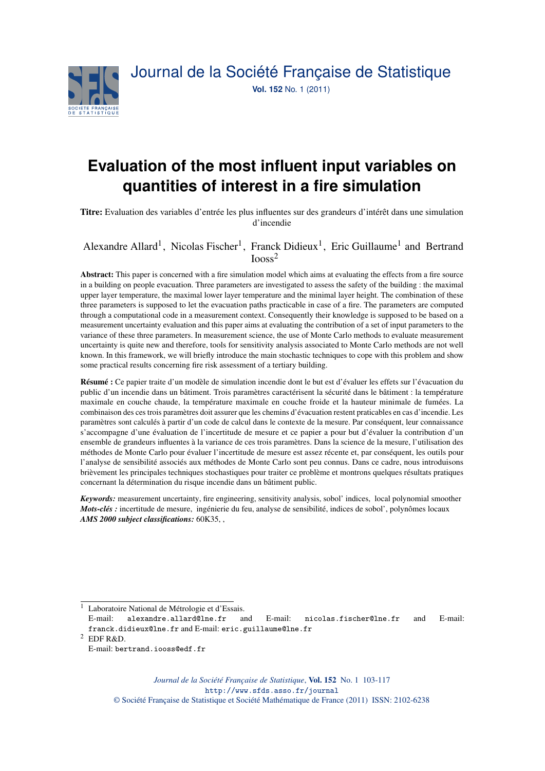# Evaluation of the most influent input variables on quantities of interest in a fire simulation

**Titre:** Evaluation des variables d'entrée les plus influentes sur des grandeurs d'intérêt dans une simulation d'incendie

Alexandre Allard[1], Nicolas Fischer[1], Franck Didieux[1], Eric Guillaume[1] and Bertrand Iooss[2]

**Abstract:** This paper is concerned with a fire simulation model which aims at evaluating the effects from a fire source in a building on people evacuation. Three parameters are investigated to assess the safety of the building : the maximal upper layer temperature, the maximal lower layer temperature and the minimal layer height. The combination of these three parameters is supposed to let the evacuation paths practicable in case of a fire. The parameters are computed through a computational code in a measurement context. Consequently their knowledge is supposed to be based on a measurement uncertainty evaluation and this paper aims at evaluating the contribution of a set of input parameters to the variance of these three parameters. In measurement science, the use of Monte Carlo methods to evaluate measurement uncertainty is quite new and therefore, tools for sensitivity analysis associated to Monte Carlo methods are not well known. In this framework, we will briefly introduce the main stochastic techniques to cope with this problem and show some practical results concerning fire risk assessment of a tertiary building.

**Résumé :** Ce papier traite d'un modèle de simulation incendie dont le but est d'évaluer les effets sur l'évacuation du public d'un incendie dans un bâtiment. Trois paramètres caractérisent la sécurité dans le bâtiment : la température maximale en couche chaude, la température maximale en couche froide et la hauteur minimale de fumées. La combinaison des ces trois paramètres doit assurer que les chemins d'évacuation restent praticables en cas d'incendie. Les paramètres sont calculés à partir d'un code de calcul dans le contexte de la mesure. Par conséquent, leur connaissance s'accompagne d'une évaluation de l'incertitude de mesure et ce papier a pour but d'évaluer la contribution d'un ensemble de grandeurs influentes à la variance de ces trois paramètres. Dans la science de la mesure, l'utilisation des méthodes de Monte Carlo pour évaluer l'incertitude de mesure est assez récente et, par conséquent, les outils pour l'analyse de sensibilité associés aux méthodes de Monte Carlo sont peu connus. Dans ce cadre, nous introduisons brièvement les principales techniques stochastiques pour traiter ce problème et montrons quelques résultats pratiques concernant la détermination du risque incendie dans un bâtiment public.

***Keywords:*** measurement uncertainty, fire engineering, sensitivity analysis, sobol' indices, local polynomial smoother
***Mots-clés :*** incertitude de mesure, ingénierie du feu, analyse de sensibilité, indices de sobol', polynômes locaux
***AMS 2000 subject classifications:*** 60K35, ,

---

[1] Laboratoire National de Métrologie et d'Essais.
E-mail: `alexandre.allard@lne.fr` and E-mail: `nicolas.fischer@lne.fr` and E-mail: `franck.didieux@lne.fr` and E-mail: `eric.guillaume@lne.fr`

[2] EDF R&D.
E-mail: `bertrand.iooss@edf.fr`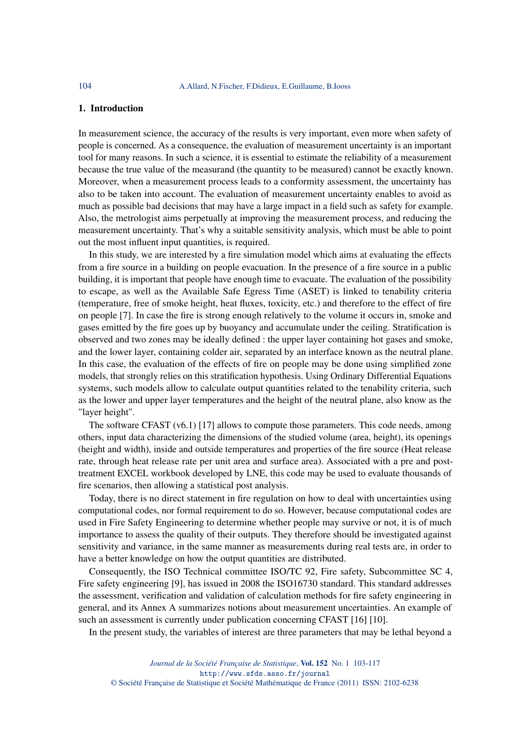## 1. Introduction

In measurement science, the accuracy of the results is very important, even more when safety of people is concerned. As a consequence, the evaluation of measurement uncertainty is an important tool for many reasons. In such a science, it is essential to estimate the reliability of a measurement because the true value of the measurand (the quantity to be measured) cannot be exactly known. Moreover, when a measurement process leads to a conformity assessment, the uncertainty has also to be taken into account. The evaluation of measurement uncertainty enables to avoid as much as possible bad decisions that may have a large impact in a field such as safety for example. Also, the metrologist aims perpetually at improving the measurement process, and reducing the measurement uncertainty. That's why a suitable sensitivity analysis, which must be able to point out the most influent input quantities, is required.

In this study, we are interested by a fire simulation model which aims at evaluating the effects from a fire source in a building on people evacuation. In the presence of a fire source in a public building, it is important that people have enough time to evacuate. The evaluation of the possibility to escape, as well as the Available Safe Egress Time (ASET) is linked to tenability criteria (temperature, free of smoke height, heat fluxes, toxicity, etc.) and therefore to the effect of fire on people [7]. In case the fire is strong enough relatively to the volume it occurs in, smoke and gases emitted by the fire goes up by buoyancy and accumulate under the ceiling. Stratification is observed and two zones may be ideally defined : the upper layer containing hot gases and smoke, and the lower layer, containing colder air, separated by an interface known as the neutral plane. In this case, the evaluation of the effects of fire on people may be done using simplified zone models, that strongly relies on this stratification hypothesis. Using Ordinary Differential Equations systems, such models allow to calculate output quantities related to the tenability criteria, such as the lower and upper layer temperatures and the height of the neutral plane, also know as the "layer height".

The software CFAST (v6.1) [17] allows to compute those parameters. This code needs, among others, input data characterizing the dimensions of the studied volume (area, height), its openings (height and width), inside and outside temperatures and properties of the fire source (Heat release rate, through heat release rate per unit area and surface area). Associated with a pre and post-treatment EXCEL workbook developed by LNE, this code may be used to evaluate thousands of fire scenarios, then allowing a statistical post analysis.

Today, there is no direct statement in fire regulation on how to deal with uncertainties using computational codes, nor formal requirement to do so. However, because computational codes are used in Fire Safety Engineering to determine whether people may survive or not, it is of much importance to assess the quality of their outputs. They therefore should be investigated against sensitivity and variance, in the same manner as measurements during real tests are, in order to have a better knowledge on how the output quantities are distributed.

Consequently, the ISO Technical committee ISO/TC 92, Fire safety, Subcommittee SC 4, Fire safety engineering [9], has issued in 2008 the ISO16730 standard. This standard addresses the assessment, verification and validation of calculation methods for fire safety engineering in general, and its Annex A summarizes notions about measurement uncertainties. An example of such an assessment is currently under publication concerning CFAST [16] [10].

In the present study, the variables of interest are three parameters that may be lethal beyond a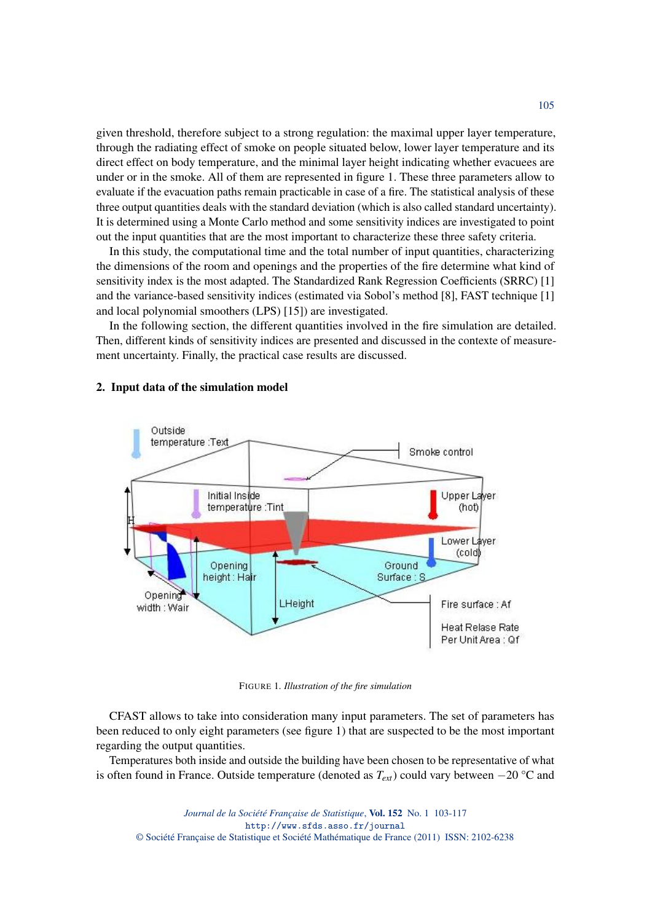given threshold, therefore subject to a strong regulation: the maximal upper layer temperature, through the radiating effect of smoke on people situated below, lower layer temperature and its direct effect on body temperature, and the minimal layer height indicating whether evacuees are under or in the smoke. All of them are represented in figure 1. These three parameters allow to evaluate if the evacuation paths remain practicable in case of a fire. The statistical analysis of these three output quantities deals with the standard deviation (which is also called standard uncertainty). It is determined using a Monte Carlo method and some sensitivity indices are investigated to point out the input quantities that are the most important to characterize these three safety criteria.

In this study, the computational time and the total number of input quantities, characterizing the dimensions of the room and openings and the properties of the fire determine what kind of sensitivity index is the most adapted. The Standardized Rank Regression Coefficients (SRRC) [1] and the variance-based sensitivity indices (estimated via Sobol's method [8], FAST technique [1] and local polynomial smoothers (LPS) [15]) are investigated.

In the following section, the different quantities involved in the fire simulation are detailed. Then, different kinds of sensitivity indices are presented and discussed in the contexte of measurement uncertainty. Finally, the practical case results are discussed.

## 2. Input data of the simulation model

FIGURE 1. *Illustration of the fire simulation*

CFAST allows to take into consideration many input parameters. The set of parameters has been reduced to only eight parameters (see figure 1) that are suspected to be the most important regarding the output quantities.

Temperatures both inside and outside the building have been chosen to be representative of what is often found in France. Outside temperature (denoted as $T_{ext}$) could vary between $-20$ °C and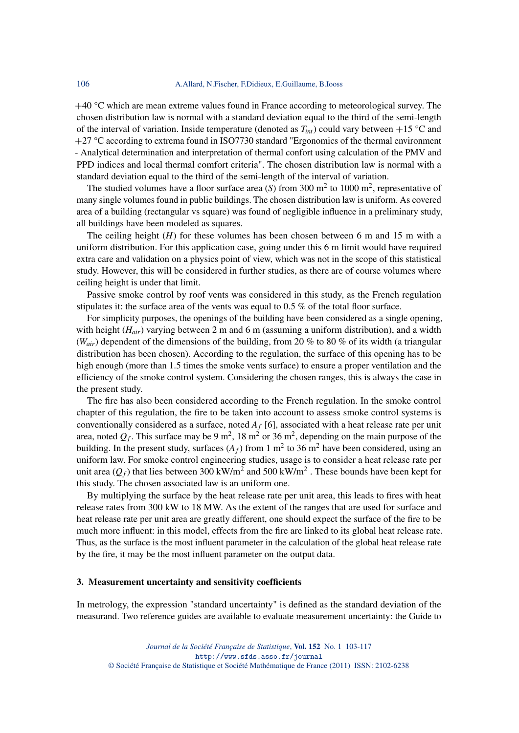$+40$ °C which are mean extreme values found in France according to meteorological survey. The chosen distribution law is normal with a standard deviation equal to the third of the semi-length of the interval of variation. Inside temperature (denoted as $T_{int}$) could vary between $+15$ °C and $+27$ °C according to extrema found in ISO7730 standard "Ergonomics of the thermal environment - Analytical determination and interpretation of thermal confort using calculation of the PMV and PPD indices and local thermal comfort criteria". The chosen distribution law is normal with a standard deviation equal to the third of the semi-length of the interval of variation.

The studied volumes have a floor surface area ($S$) from 300 m$^2$ to 1000 m$^2$, representative of many single volumes found in public buildings. The chosen distribution law is uniform. As covered area of a building (rectangular vs square) was found of negligible influence in a preliminary study, all buildings have been modeled as squares.

The ceiling height ($H$) for these volumes has been chosen between 6 m and 15 m with a uniform distribution. For this application case, going under this 6 m limit would have required extra care and validation on a physics point of view, which was not in the scope of this statistical study. However, this will be considered in further studies, as there are of course volumes where ceiling height is under that limit.

Passive smoke control by roof vents was considered in this study, as the French regulation stipulates it: the surface area of the vents was equal to 0.5 % of the total floor surface.

For simplicity purposes, the openings of the building have been considered as a single opening, with height ($H_{air}$) varying between 2 m and 6 m (assuming a uniform distribution), and a width ($W_{air}$) dependent of the dimensions of the building, from 20 % to 80 % of its width (a triangular distribution has been chosen). According to the regulation, the surface of this opening has to be high enough (more than 1.5 times the smoke vents surface) to ensure a proper ventilation and the efficiency of the smoke control system. Considering the chosen ranges, this is always the case in the present study.

The fire has also been considered according to the French regulation. In the smoke control chapter of this regulation, the fire to be taken into account to assess smoke control systems is conventionally considered as a surface, noted $A_f$ [6], associated with a heat release rate per unit area, noted $Q_f$. This surface may be 9 m$^2$, 18 m$^2$ or 36 m$^2$, depending on the main purpose of the building. In the present study, surfaces ($A_f$) from 1 m$^2$ to 36 m$^2$ have been considered, using an uniform law. For smoke control engineering studies, usage is to consider a heat release rate per unit area ($Q_f$) that lies between 300 kW/m$^2$ and 500 kW/m$^2$ . These bounds have been kept for this study. The chosen associated law is an uniform one.

By multiplying the surface by the heat release rate per unit area, this leads to fires with heat release rates from 300 kW to 18 MW. As the extent of the ranges that are used for surface and heat release rate per unit area are greatly different, one should expect the surface of the fire to be much more influent: in this model, effects from the fire are linked to its global heat release rate. Thus, as the surface is the most influent parameter in the calculation of the global heat release rate by the fire, it may be the most influent parameter on the output data.

## 3. Measurement uncertainty and sensitivity coefficients

In metrology, the expression "standard uncertainty" is defined as the standard deviation of the measurand. Two reference guides are available to evaluate measurement uncertainty: the Guide to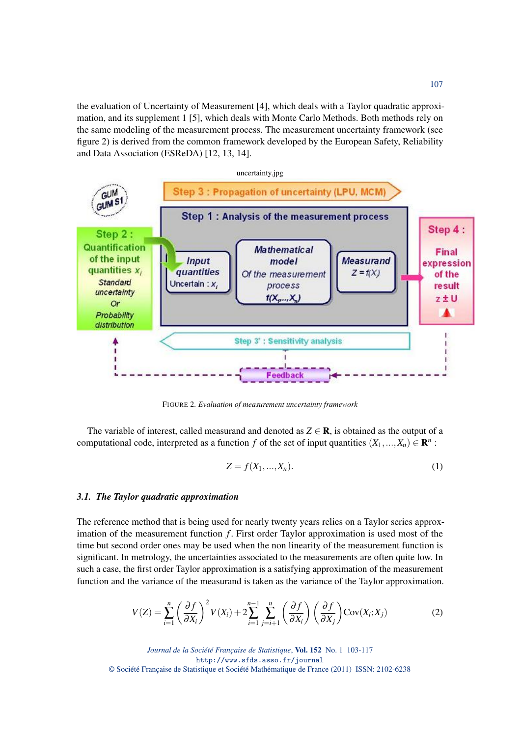the evaluation of Uncertainty of Measurement [4], which deals with a Taylor quadratic approximation, and its supplement 1 [5], which deals with Monte Carlo Methods. Both methods rely on the same modeling of the measurement process. The measurement uncertainty framework (see figure 2) is derived from the common framework developed by the European Safety, Reliability and Data Association (ESReDA) [12, 13, 14].

uncertainty.jpg

FIGURE 2. *Evaluation of measurement uncertainty framework*

The variable of interest, called measurand and denoted as $Z \in \mathbf{R}$, is obtained as the output of a computational code, interpreted as a function $f$ of the set of input quantities $(X_1, ..., X_n) \in \mathbf{R}^n$ :

$$Z = f(X_1, ..., X_n). \tag{1}$$

### 3.1. *The Taylor quadratic approximation*

The reference method that is being used for nearly twenty years relies on a Taylor series approximation of the measurement function $f$. First order Taylor approximation is used most of the time but second order ones may be used when the non linearity of the measurement function is significant. In metrology, the uncertainties associated to the measurements are often quite low. In such a case, the first order Taylor approximation is a satisfying approximation of the measurement function and the variance of the measurand is taken as the variance of the Taylor approximation.

$$V(Z) = \sum_{i=1}^{n} \left(\frac{\partial f}{\partial X_i}\right)^2 V(X_i) + 2\sum_{i=1}^{n-1}\sum_{j=i+1}^{n} \left(\frac{\partial f}{\partial X_i}\right)\left(\frac{\partial f}{\partial X_j}\right) \mathrm{Cov}(X_i; X_j) \tag{2}$$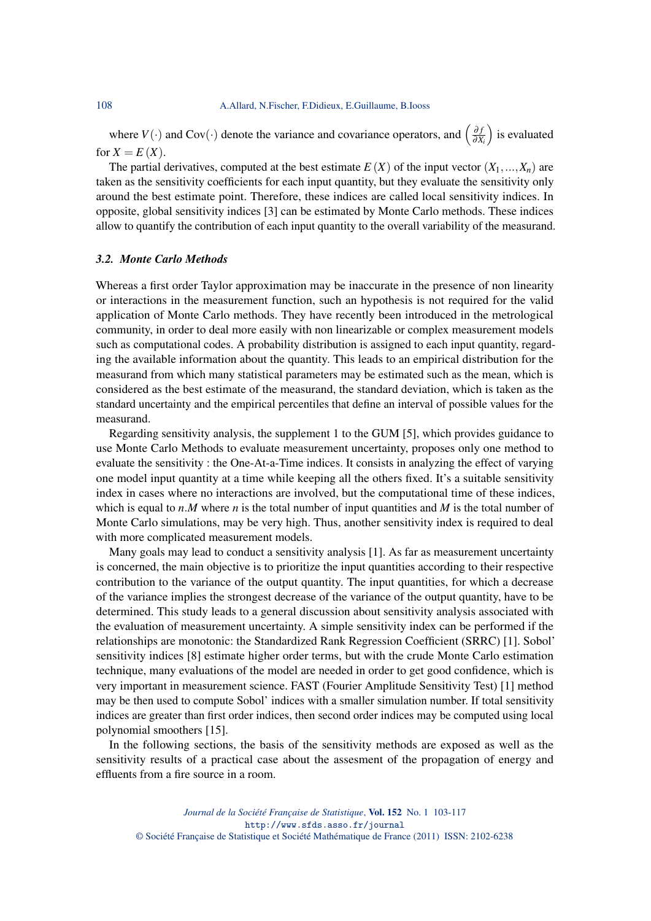where $V(\cdot)$ and $\mathrm{Cov}(\cdot)$ denote the variance and covariance operators, and $\left(\frac{\partial f}{\partial X_i}\right)$ is evaluated for $X = E(X)$.

The partial derivatives, computed at the best estimate $E(X)$ of the input vector $(X_1, \ldots, X_n)$ are taken as the sensitivity coefficients for each input quantity, but they evaluate the sensitivity only around the best estimate point. Therefore, these indices are called local sensitivity indices. In opposite, global sensitivity indices [3] can be estimated by Monte Carlo methods. These indices allow to quantify the contribution of each input quantity to the overall variability of the measurand.

### 3.2. Monte Carlo Methods

Whereas a first order Taylor approximation may be inaccurate in the presence of non linearity or interactions in the measurement function, such an hypothesis is not required for the valid application of Monte Carlo methods. They have recently been introduced in the metrological community, in order to deal more easily with non linearizable or complex measurement models such as computational codes. A probability distribution is assigned to each input quantity, regarding the available information about the quantity. This leads to an empirical distribution for the measurand from which many statistical parameters may be estimated such as the mean, which is considered as the best estimate of the measurand, the standard deviation, which is taken as the standard uncertainty and the empirical percentiles that define an interval of possible values for the measurand.

Regarding sensitivity analysis, the supplement 1 to the GUM [5], which provides guidance to use Monte Carlo Methods to evaluate measurement uncertainty, proposes only one method to evaluate the sensitivity : the One-At-a-Time indices. It consists in analyzing the effect of varying one model input quantity at a time while keeping all the others fixed. It's a suitable sensitivity index in cases where no interactions are involved, but the computational time of these indices, which is equal to $n.M$ where $n$ is the total number of input quantities and $M$ is the total number of Monte Carlo simulations, may be very high. Thus, another sensitivity index is required to deal with more complicated measurement models.

Many goals may lead to conduct a sensitivity analysis [1]. As far as measurement uncertainty is concerned, the main objective is to prioritize the input quantities according to their respective contribution to the variance of the output quantity. The input quantities, for which a decrease of the variance implies the strongest decrease of the variance of the output quantity, have to be determined. This study leads to a general discussion about sensitivity analysis associated with the evaluation of measurement uncertainty. A simple sensitivity index can be performed if the relationships are monotonic: the Standardized Rank Regression Coefficient (SRRC) [1]. Sobol' sensitivity indices [8] estimate higher order terms, but with the crude Monte Carlo estimation technique, many evaluations of the model are needed in order to get good confidence, which is very important in measurement science. FAST (Fourier Amplitude Sensitivity Test) [1] method may be then used to compute Sobol' indices with a smaller simulation number. If total sensitivity indices are greater than first order indices, then second order indices may be computed using local polynomial smoothers [15].

In the following sections, the basis of the sensitivity methods are exposed as well as the sensitivity results of a practical case about the assesment of the propagation of energy and effluents from a fire source in a room.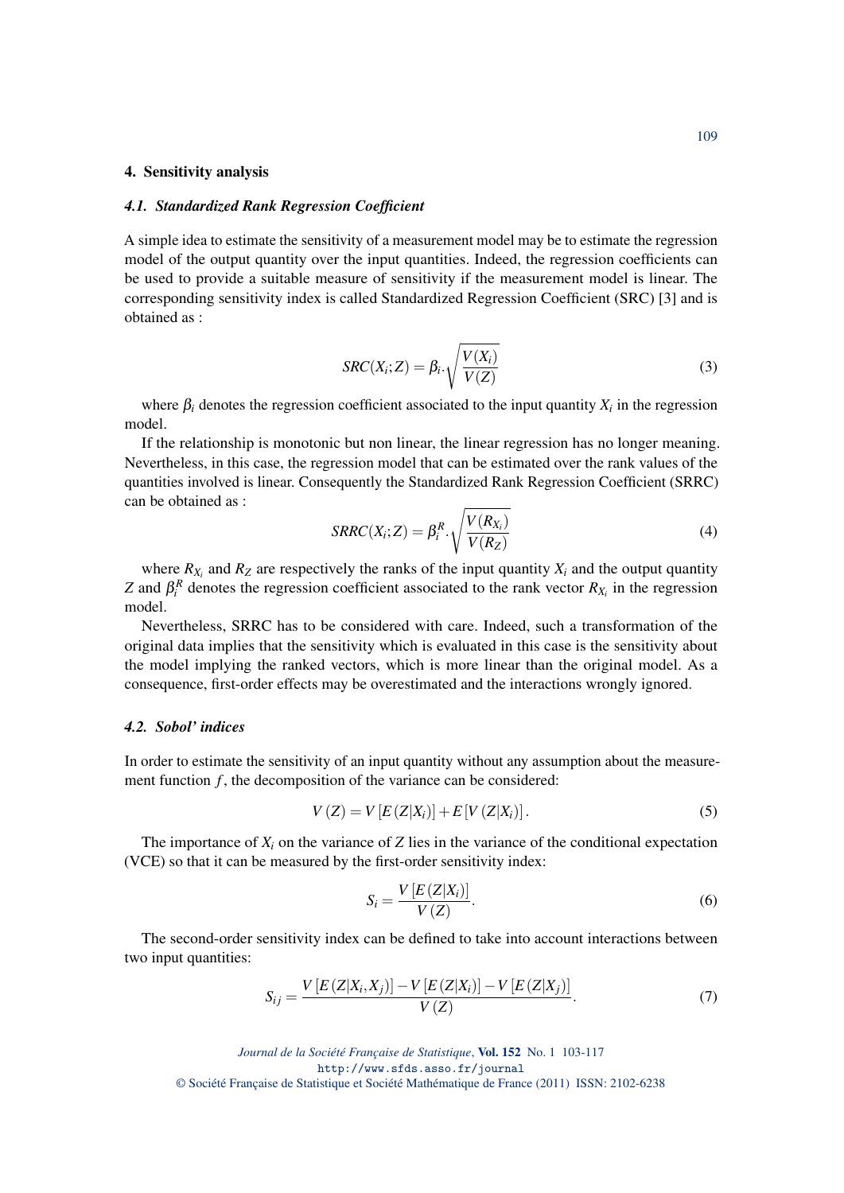## 4. Sensitivity analysis

### *4.1. Standardized Rank Regression Coefficient*

A simple idea to estimate the sensitivity of a measurement model may be to estimate the regression model of the output quantity over the input quantities. Indeed, the regression coefficients can be used to provide a suitable measure of sensitivity if the measurement model is linear. The corresponding sensitivity index is called Standardized Regression Coefficient (SRC) [3] and is obtained as :

$$SRC(X_i;Z) = \beta_i . \sqrt{\frac{V(X_i)}{V(Z)}} \tag{3}$$

where $\beta_i$ denotes the regression coefficient associated to the input quantity $X_i$ in the regression model.

If the relationship is monotonic but non linear, the linear regression has no longer meaning. Nevertheless, in this case, the regression model that can be estimated over the rank values of the quantities involved is linear. Consequently the Standardized Rank Regression Coefficient (SRRC) can be obtained as :

$$SRRC(X_i;Z) = \beta_i^R . \sqrt{\frac{V(R_{X_i})}{V(R_Z)}} \tag{4}$$

where $R_{X_i}$ and $R_Z$ are respectively the ranks of the input quantity $X_i$ and the output quantity $Z$ and $\beta_i^R$ denotes the regression coefficient associated to the rank vector $R_{X_i}$ in the regression model.

Nevertheless, SRRC has to be considered with care. Indeed, such a transformation of the original data implies that the sensitivity which is evaluated in this case is the sensitivity about the model implying the ranked vectors, which is more linear than the original model. As a consequence, first-order effects may be overestimated and the interactions wrongly ignored.

### *4.2. Sobol' indices*

In order to estimate the sensitivity of an input quantity without any assumption about the measurement function $f$, the decomposition of the variance can be considered:

$$V(Z) = V[E(Z|X_i)] + E[V(Z|X_i)]. \tag{5}$$

The importance of $X_i$ on the variance of $Z$ lies in the variance of the conditional expectation (VCE) so that it can be measured by the first-order sensitivity index:

$$S_i = \frac{V[E(Z|X_i)]}{V(Z)}. \tag{6}$$

The second-order sensitivity index can be defined to take into account interactions between two input quantities:

$$S_{ij} = \frac{V[E(Z|X_i,X_j)] - V[E(Z|X_i)] - V[E(Z|X_j)]}{V(Z)}. \tag{7}$$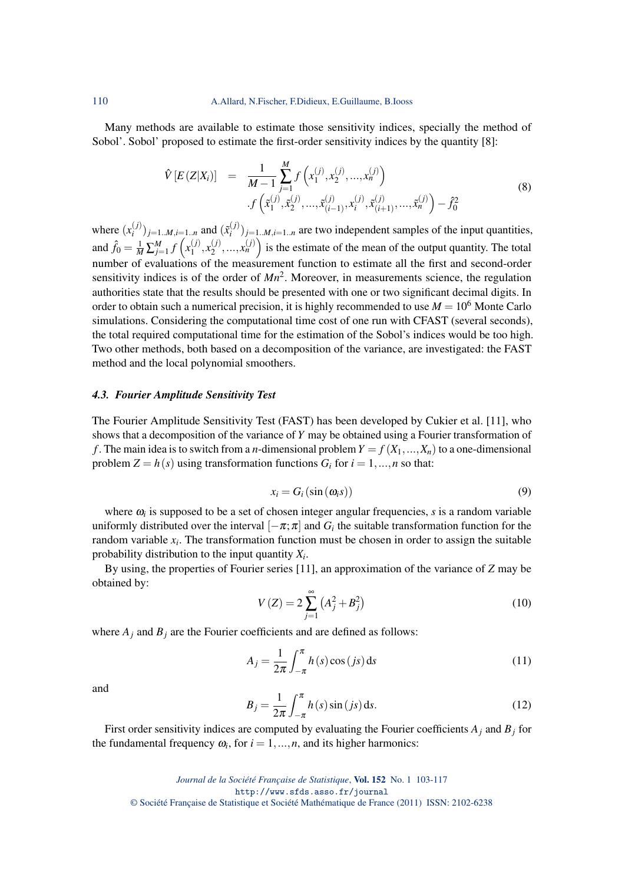Many methods are available to estimate those sensitivity indices, specially the method of Sobol'. Sobol' proposed to estimate the first-order sensitivity indices by the quantity [8]:

$$\begin{aligned} \hat{V}\left[E\left(Z|X_i\right)\right] &= \frac{1}{M-1}\sum_{j=1}^{M} f\left(x_1^{(j)},x_2^{(j)},...,x_n^{(j)}\right) \\ &\quad .f\left(\tilde{x}_1^{(j)},\tilde{x}_2^{(j)},...,\tilde{x}_{(i-1)}^{(j)},x_i^{(j)},\tilde{x}_{(i+1)}^{(j)},...,\tilde{x}_n^{(j)}\right) - \hat{f}_0^2 \end{aligned} \tag{8}$$

where $(x_i^{(j)})_{j=1..M,i=1..n}$ and $(\tilde{x}_i^{(j)})_{j=1..M,i=1..n}$ are two independent samples of the input quantities, and $\hat{f}_0 = \frac{1}{M}\sum_{j=1}^{M} f\left(x_1^{(j)},x_2^{(j)},...,x_n^{(j)}\right)$ is the estimate of the mean of the output quantity. The total number of evaluations of the measurement function to estimate all the first and second-order sensitivity indices is of the order of $Mn^2$. Moreover, in measurements science, the regulation authorities state that the results should be presented with one or two significant decimal digits. In order to obtain such a numerical precision, it is highly recommended to use $M = 10^6$ Monte Carlo simulations. Considering the computational time cost of one run with CFAST (several seconds), the total required computational time for the estimation of the Sobol's indices would be too high. Two other methods, both based on a decomposition of the variance, are investigated: the FAST method and the local polynomial smoothers.

### *4.3. Fourier Amplitude Sensitivity Test*

The Fourier Amplitude Sensitivity Test (FAST) has been developed by Cukier et al. [11], who shows that a decomposition of the variance of $Y$ may be obtained using a Fourier transformation of $f$. The main idea is to switch from a $n$-dimensional problem $Y = f(X_1,...,X_n)$ to a one-dimensional problem $Z = h(s)$ using transformation functions $G_i$ for $i = 1,...,n$ so that:

$$x_i = G_i\left(\sin\left(\omega_i s\right)\right) \tag{9}$$

where $\omega_i$ is supposed to be a set of chosen integer angular frequencies, $s$ is a random variable uniformly distributed over the interval $[-\pi;\pi]$ and $G_i$ the suitable transformation function for the random variable $x_i$. The transformation function must be chosen in order to assign the suitable probability distribution to the input quantity $X_i$.

By using, the properties of Fourier series [11], an approximation of the variance of $Z$ may be obtained by:

$$V(Z) = 2\sum_{j=1}^{\infty}\left(A_j^2 + B_j^2\right) \tag{10}$$

where $A_j$ and $B_j$ are the Fourier coefficients and are defined as follows:

$$A_j = \frac{1}{2\pi}\int_{-\pi}^{\pi} h(s)\cos(js)\,\mathrm{d}s \tag{11}$$

and

$$B_j = \frac{1}{2\pi}\int_{-\pi}^{\pi} h(s)\sin(js)\,\mathrm{d}s. \tag{12}$$

First order sensitivity indices are computed by evaluating the Fourier coefficients $A_j$ and $B_j$ for the fundamental frequency $\omega_i$, for $i = 1,...,n$, and its higher harmonics: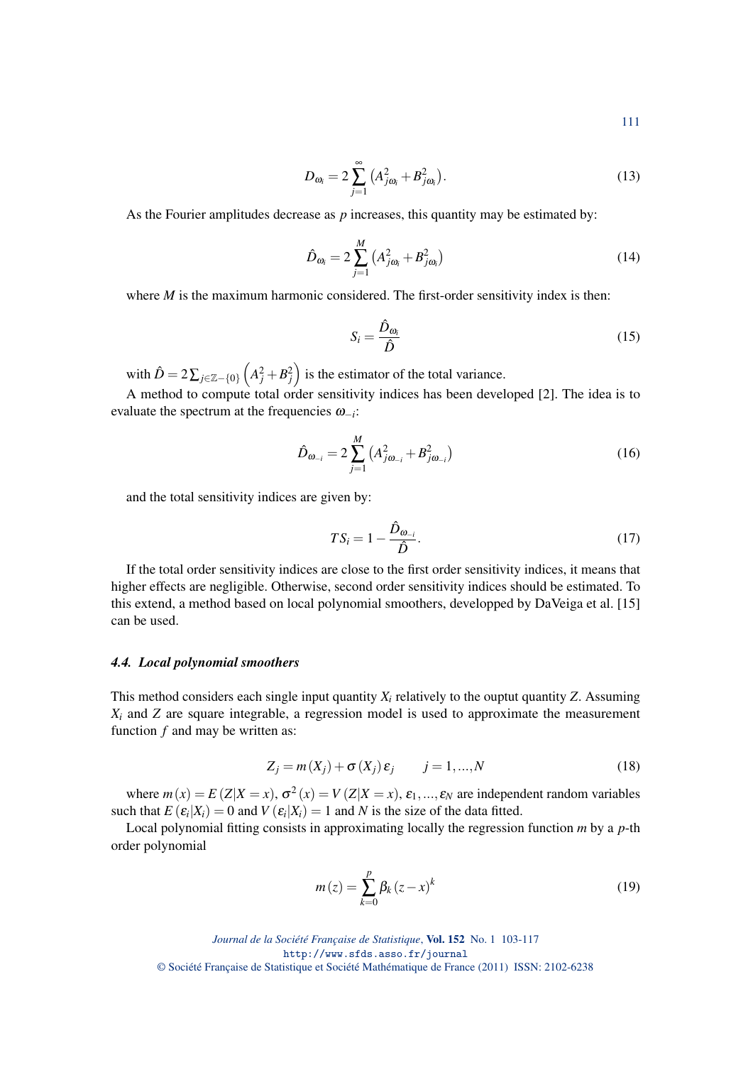$$D_{\omega_i} = 2\sum_{j=1}^{\infty}\left(A_{j\omega_i}^2 + B_{j\omega_i}^2\right). \tag{13}$$

As the Fourier amplitudes decrease as $p$ increases, this quantity may be estimated by:

$$\hat{D}_{\omega_i} = 2\sum_{j=1}^{M}\left(A_{j\omega_i}^2 + B_{j\omega_i}^2\right) \tag{14}$$

where $M$ is the maximum harmonic considered. The first-order sensitivity index is then:

$$S_i = \frac{\hat{D}_{\omega_i}}{\hat{D}} \tag{15}$$

with $\hat{D} = 2\sum_{j\in\mathbb{Z}-\{0\}}\left(A_j^2 + B_j^2\right)$ is the estimator of the total variance.

A method to compute total order sensitivity indices has been developed [2]. The idea is to evaluate the spectrum at the frequencies $\omega_{-i}$:

$$\hat{D}_{\omega_{-i}} = 2\sum_{j=1}^{M}\left(A_{j\omega_{-i}}^2 + B_{j\omega_{-i}}^2\right) \tag{16}$$

and the total sensitivity indices are given by:

$$TS_i = 1 - \frac{\hat{D}_{\omega_{-i}}}{\hat{D}}. \tag{17}$$

If the total order sensitivity indices are close to the first order sensitivity indices, it means that higher effects are negligible. Otherwise, second order sensitivity indices should be estimated. To this extend, a method based on local polynomial smoothers, developped by DaVeiga et al. [15] can be used.

### *4.4. Local polynomial smoothers*

This method considers each single input quantity $X_i$ relatively to the ouptut quantity $Z$. Assuming $X_i$ and $Z$ are square integrable, a regression model is used to approximate the measurement function $f$ and may be written as:

$$Z_j = m(X_j) + \sigma(X_j)\,\varepsilon_j \qquad j = 1, \ldots, N \tag{18}$$

where $m(x) = E(Z|X = x)$, $\sigma^2(x) = V(Z|X = x)$, $\varepsilon_1, \ldots, \varepsilon_N$ are independent random variables such that $E(\varepsilon_i|X_i) = 0$ and $V(\varepsilon_i|X_i) = 1$ and $N$ is the size of the data fitted.

Local polynomial fitting consists in approximating locally the regression function $m$ by a $p$-th order polynomial

$$m(z) = \sum_{k=0}^{p}\beta_k (z - x)^k \tag{19}$$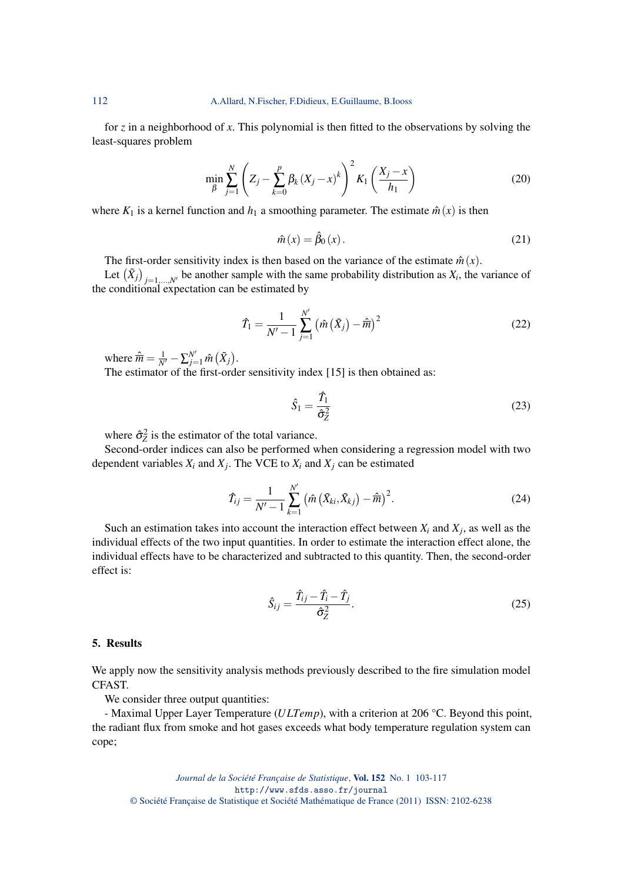for $z$ in a neighborhood of $x$. This polynomial is then fitted to the observations by solving the least-squares problem

$$\min_{\beta} \sum_{j=1}^{N} \left( Z_j - \sum_{k=0}^{p} \beta_k \left(X_j - x\right)^k \right)^2 K_1 \left( \frac{X_j - x}{h_1} \right) \tag{20}$$

where $K_1$ is a kernel function and $h_1$ a smoothing parameter. The estimate $\hat{m}(x)$ is then

$$\hat{m}(x) = \hat{\beta}_0(x). \tag{21}$$

The first-order sensitivity index is then based on the variance of the estimate $\hat{m}(x)$.

Let $\left(\tilde{X}_j\right)_{j=1,\ldots,N'}$ be another sample with the same probability distribution as $X_i$, the variance of the conditional expectation can be estimated by

$$\hat{T}_1 = \frac{1}{N'-1} \sum_{j=1}^{N'} \left( \hat{m}\left(\tilde{X}_j\right) - \hat{\bar{m}} \right)^2 \tag{22}$$

where $\hat{\bar{m}} = \frac{1}{N'} - \sum_{j=1}^{N'} \hat{m}\left(\tilde{X}_j\right)$.

The estimator of the first-order sensitivity index [15] is then obtained as:

$$\hat{S}_1 = \frac{\hat{T}_1}{\hat{\sigma}_Z^2} \tag{23}$$

where $\hat{\sigma}_Z^2$ is the estimator of the total variance.

Second-order indices can also be performed when considering a regression model with two dependent variables $X_i$ and $X_j$. The VCE to $X_i$ and $X_j$ can be estimated

$$\hat{T}_{ij} = \frac{1}{N'-1} \sum_{k=1}^{N'} \left( \hat{m}\left(\tilde{X}_{ki}, \tilde{X}_{kj}\right) - \hat{\bar{m}} \right)^2. \tag{24}$$

Such an estimation takes into account the interaction effect between $X_i$ and $X_j$, as well as the individual effects of the two input quantities. In order to estimate the interaction effect alone, the individual effects have to be characterized and subtracted to this quantity. Then, the second-order effect is:

$$\hat{S}_{ij} = \frac{\hat{T}_{ij} - \hat{T}_i - \hat{T}_j}{\hat{\sigma}_Z^2}. \tag{25}$$

## 5. Results

We apply now the sensitivity analysis methods previously described to the fire simulation model CFAST.

We consider three output quantities:

- Maximal Upper Layer Temperature (*ULTemp*), with a criterion at 206 °C. Beyond this point, the radiant flux from smoke and hot gases exceeds what body temperature regulation system can cope;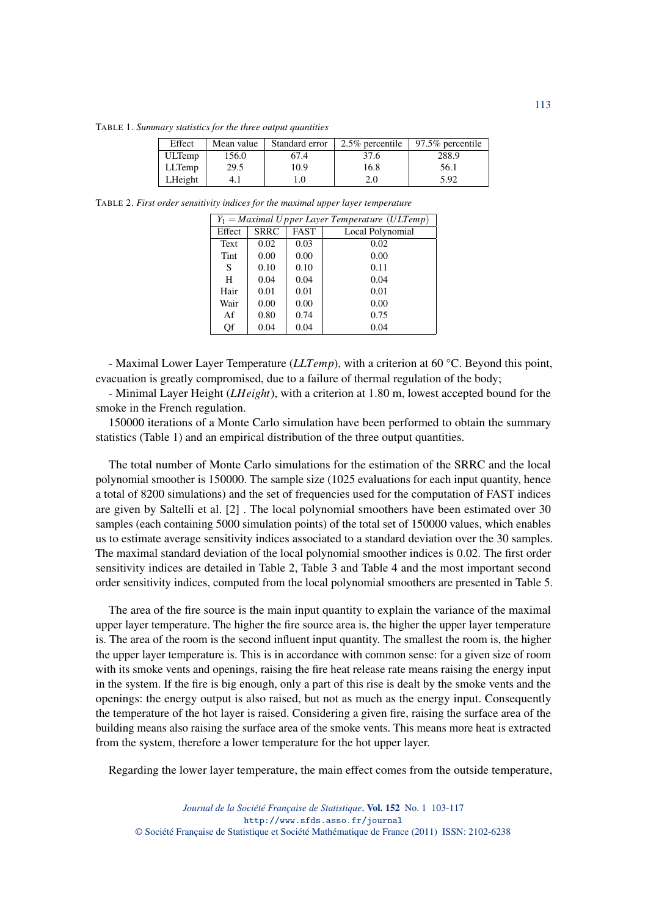TABLE 1. *Summary statistics for the three output quantities*

| Effect | Mean value | Standard error | 2.5% percentile | 97.5% percentile |
|---|---|---|---|---|
| ULTemp | 156.0 | 67.4 | 37.6 | 288.9 |
| LLTemp | 29.5 | 10.9 | 16.8 | 56.1 |
| LHeight | 4.1 | 1.0 | 2.0 | 5.92 |

TABLE 2. *First order sensitivity indices for the maximal upper layer temperature*

| $Y_1 = Maximal\ Upper\ Layer\ Temperature\ (ULTemp)$ | | | |
|---|---|---|---|
| Effect | SRRC | FAST | Local Polynomial |
| Text | 0.02 | 0.03 | 0.02 |
| Tint | 0.00 | 0.00 | 0.00 |
| S | 0.10 | 0.10 | 0.11 |
| H | 0.04 | 0.04 | 0.04 |
| Hair | 0.01 | 0.01 | 0.01 |
| Wair | 0.00 | 0.00 | 0.00 |
| Af | 0.80 | 0.74 | 0.75 |
| Qf | 0.04 | 0.04 | 0.04 |

- Maximal Lower Layer Temperature (*LLTemp*), with a criterion at 60 °C. Beyond this point, evacuation is greatly compromised, due to a failure of thermal regulation of the body;

- Minimal Layer Height (*LHeight*), with a criterion at 1.80 m, lowest accepted bound for the smoke in the French regulation.

150000 iterations of a Monte Carlo simulation have been performed to obtain the summary statistics (Table 1) and an empirical distribution of the three output quantities.

The total number of Monte Carlo simulations for the estimation of the SRRC and the local polynomial smoother is 150000. The sample size (1025 evaluations for each input quantity, hence a total of 8200 simulations) and the set of frequencies used for the computation of FAST indices are given by Saltelli et al. [2] . The local polynomial smoothers have been estimated over 30 samples (each containing 5000 simulation points) of the total set of 150000 values, which enables us to estimate average sensitivity indices associated to a standard deviation over the 30 samples. The maximal standard deviation of the local polynomial smoother indices is 0.02. The first order sensitivity indices are detailed in Table 2, Table 3 and Table 4 and the most important second order sensitivity indices, computed from the local polynomial smoothers are presented in Table 5.

The area of the fire source is the main input quantity to explain the variance of the maximal upper layer temperature. The higher the fire source area is, the higher the upper layer temperature is. The area of the room is the second influent input quantity. The smallest the room is, the higher the upper layer temperature is. This is in accordance with common sense: for a given size of room with its smoke vents and openings, raising the fire heat release rate means raising the energy input in the system. If the fire is big enough, only a part of this rise is dealt by the smoke vents and the openings: the energy output is also raised, but not as much as the energy input. Consequently the temperature of the hot layer is raised. Considering a given fire, raising the surface area of the building means also raising the surface area of the smoke vents. This means more heat is extracted from the system, therefore a lower temperature for the hot upper layer.

Regarding the lower layer temperature, the main effect comes from the outside temperature,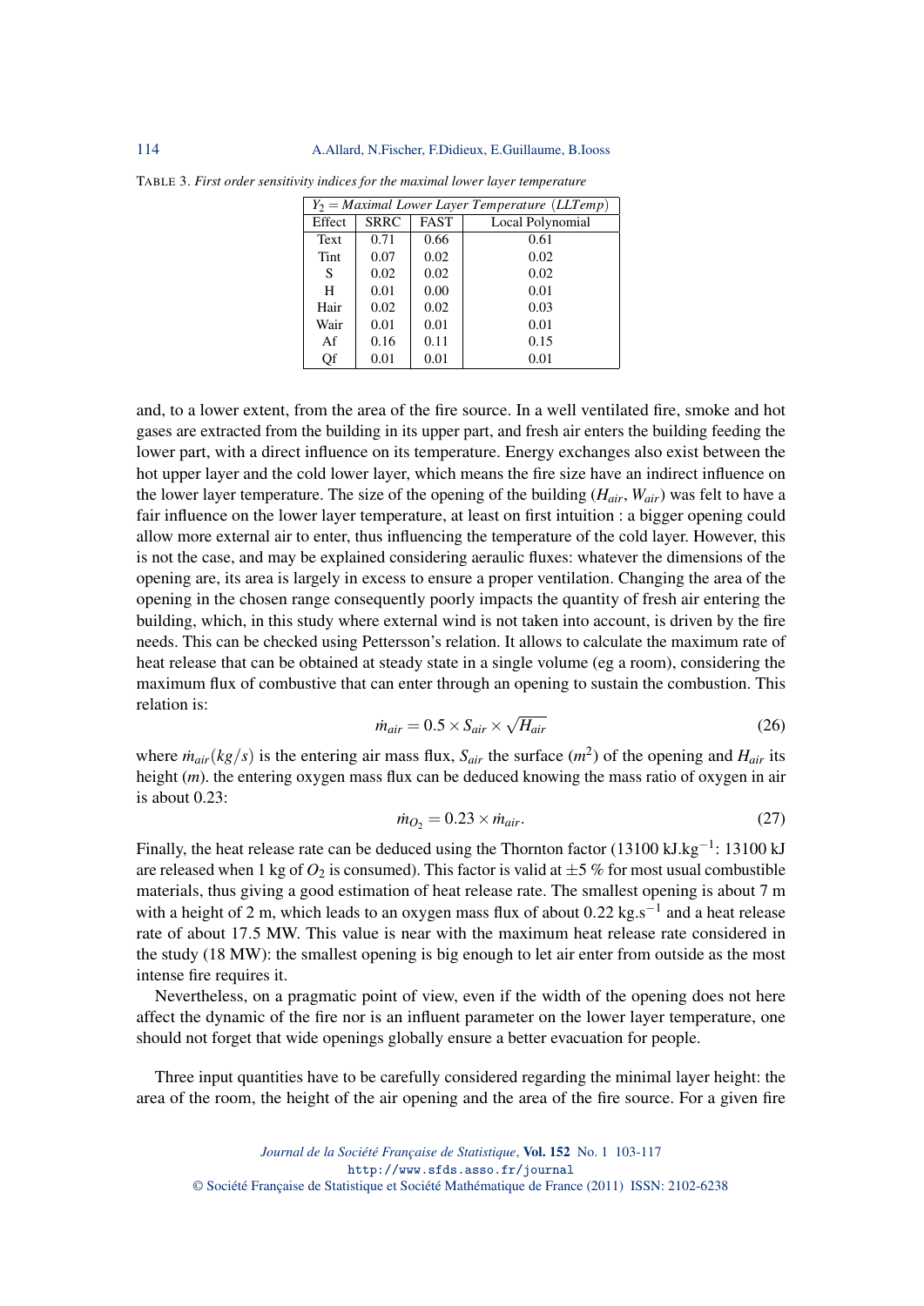TABLE 3. *First order sensitivity indices for the maximal lower layer temperature*

| $Y_2$ = *Maximal Lower Layer Temperature* (*LLTemp*) | | | |
|---|---|---|---|
| Effect | SRRC | FAST | Local Polynomial |
| Text | 0.71 | 0.66 | 0.61 |
| Tint | 0.07 | 0.02 | 0.02 |
| S | 0.02 | 0.02 | 0.02 |
| H | 0.01 | 0.00 | 0.01 |
| Hair | 0.02 | 0.02 | 0.03 |
| Wair | 0.01 | 0.01 | 0.01 |
| Af | 0.16 | 0.11 | 0.15 |
| Qf | 0.01 | 0.01 | 0.01 |

and, to a lower extent, from the area of the fire source. In a well ventilated fire, smoke and hot gases are extracted from the building in its upper part, and fresh air enters the building feeding the lower part, with a direct influence on its temperature. Energy exchanges also exist between the hot upper layer and the cold lower layer, which means the fire size have an indirect influence on the lower layer temperature. The size of the opening of the building ($H_{air}$, $W_{air}$) was felt to have a fair influence on the lower layer temperature, at least on first intuition : a bigger opening could allow more external air to enter, thus influencing the temperature of the cold layer. However, this is not the case, and may be explained considering aeraulic fluxes: whatever the dimensions of the opening are, its area is largely in excess to ensure a proper ventilation. Changing the area of the opening in the chosen range consequently poorly impacts the quantity of fresh air entering the building, which, in this study where external wind is not taken into account, is driven by the fire needs. This can be checked using Pettersson's relation. It allows to calculate the maximum rate of heat release that can be obtained at steady state in a single volume (eg a room), considering the maximum flux of combustive that can enter through an opening to sustain the combustion. This relation is:

$$\dot{m}_{air} = 0.5 \times S_{air} \times \sqrt{H_{air}} \tag{26}$$

where $\dot{m}_{air}(kg/s)$ is the entering air mass flux, $S_{air}$ the surface ($m^2$) of the opening and $H_{air}$ its height ($m$). the entering oxygen mass flux can be deduced knowing the mass ratio of oxygen in air is about 0.23:

$$\dot{m}_{O_2} = 0.23 \times \dot{m}_{air}. \tag{27}$$

Finally, the heat release rate can be deduced using the Thornton factor (13100 kJ.kg$^{-1}$: 13100 kJ are released when 1 kg of $O_2$ is consumed). This factor is valid at $\pm 5$ % for most usual combustible materials, thus giving a good estimation of heat release rate. The smallest opening is about 7 m with a height of 2 m, which leads to an oxygen mass flux of about 0.22 kg.s$^{-1}$ and a heat release rate of about 17.5 MW. This value is near with the maximum heat release rate considered in the study (18 MW): the smallest opening is big enough to let air enter from outside as the most intense fire requires it.

Nevertheless, on a pragmatic point of view, even if the width of the opening does not here affect the dynamic of the fire nor is an influent parameter on the lower layer temperature, one should not forget that wide openings globally ensure a better evacuation for people.

Three input quantities have to be carefully considered regarding the minimal layer height: the area of the room, the height of the air opening and the area of the fire source. For a given fire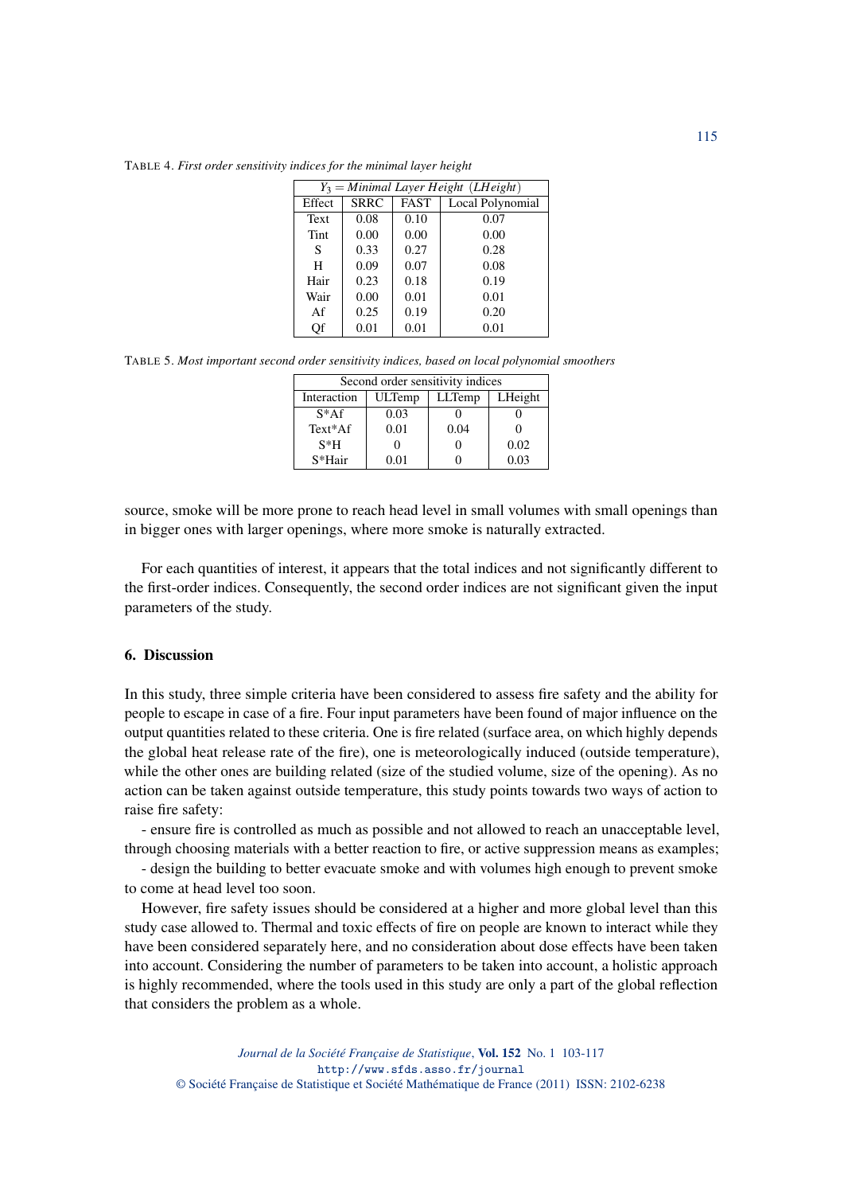TABLE 4. *First order sensitivity indices for the minimal layer height*

| $Y_3 = Minimal\ Layer\ Height\ (LHeight)$ | | | |
|---|---|---|---|
| Effect | SRRC | FAST | Local Polynomial |
| Text | 0.08 | 0.10 | 0.07 |
| Tint | 0.00 | 0.00 | 0.00 |
| S | 0.33 | 0.27 | 0.28 |
| H | 0.09 | 0.07 | 0.08 |
| Hair | 0.23 | 0.18 | 0.19 |
| Wair | 0.00 | 0.01 | 0.01 |
| Af | 0.25 | 0.19 | 0.20 |
| Qf | 0.01 | 0.01 | 0.01 |

TABLE 5. *Most important second order sensitivity indices, based on local polynomial smoothers*

| Second order sensitivity indices | | | |
|---|---|---|---|
| Interaction | ULTemp | LLTemp | LHeight |
| S*Af | 0.03 | 0 | 0 |
| Text*Af | 0.01 | 0.04 | 0 |
| S*H | 0 | 0 | 0.02 |
| S*Hair | 0.01 | 0 | 0.03 |

source, smoke will be more prone to reach head level in small volumes with small openings than in bigger ones with larger openings, where more smoke is naturally extracted.

For each quantities of interest, it appears that the total indices and not significantly different to the first-order indices. Consequently, the second order indices are not significant given the input parameters of the study.

## 6. Discussion

In this study, three simple criteria have been considered to assess fire safety and the ability for people to escape in case of a fire. Four input parameters have been found of major influence on the output quantities related to these criteria. One is fire related (surface area, on which highly depends the global heat release rate of the fire), one is meteorologically induced (outside temperature), while the other ones are building related (size of the studied volume, size of the opening). As no action can be taken against outside temperature, this study points towards two ways of action to raise fire safety:

- ensure fire is controlled as much as possible and not allowed to reach an unacceptable level, through choosing materials with a better reaction to fire, or active suppression means as examples;

- design the building to better evacuate smoke and with volumes high enough to prevent smoke to come at head level too soon.

However, fire safety issues should be considered at a higher and more global level than this study case allowed to. Thermal and toxic effects of fire on people are known to interact while they have been considered separately here, and no consideration about dose effects have been taken into account. Considering the number of parameters to be taken into account, a holistic approach is highly recommended, where the tools used in this study are only a part of the global reflection that considers the problem as a whole.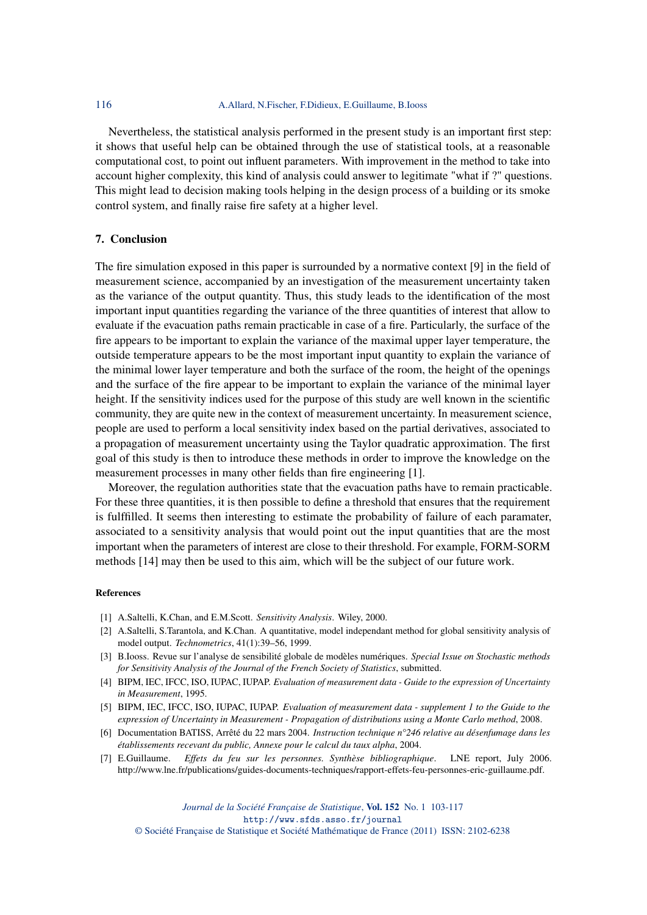Nevertheless, the statistical analysis performed in the present study is an important first step: it shows that useful help can be obtained through the use of statistical tools, at a reasonable computational cost, to point out influent parameters. With improvement in the method to take into account higher complexity, this kind of analysis could answer to legitimate "what if ?" questions. This might lead to decision making tools helping in the design process of a building or its smoke control system, and finally raise fire safety at a higher level.

## 7. Conclusion

The fire simulation exposed in this paper is surrounded by a normative context [9] in the field of measurement science, accompanied by an investigation of the measurement uncertainty taken as the variance of the output quantity. Thus, this study leads to the identification of the most important input quantities regarding the variance of the three quantities of interest that allow to evaluate if the evacuation paths remain practicable in case of a fire. Particularly, the surface of the fire appears to be important to explain the variance of the maximal upper layer temperature, the outside temperature appears to be the most important input quantity to explain the variance of the minimal lower layer temperature and both the surface of the room, the height of the openings and the surface of the fire appear to be important to explain the variance of the minimal layer height. If the sensitivity indices used for the purpose of this study are well known in the scientific community, they are quite new in the context of measurement uncertainty. In measurement science, people are used to perform a local sensitivity index based on the partial derivatives, associated to a propagation of measurement uncertainty using the Taylor quadratic approximation. The first goal of this study is then to introduce these methods in order to improve the knowledge on the measurement processes in many other fields than fire engineering [1].

Moreover, the regulation authorities state that the evacuation paths have to remain practicable. For these three quantities, it is then possible to define a threshold that ensures that the requirement is fulffilled. It seems then interesting to estimate the probability of failure of each paramater, associated to a sensitivity analysis that would point out the input quantities that are the most important when the parameters of interest are close to their threshold. For example, FORM-SORM methods [14] may then be used to this aim, which will be the subject of our future work.

### References

[1] A.Saltelli, K.Chan, and E.M.Scott. *Sensitivity Analysis*. Wiley, 2000.

[2] A.Saltelli, S.Tarantola, and K.Chan. A quantitative, model independant method for global sensitivity analysis of model output. *Technometrics*, 41(1):39–56, 1999.

[3] B.Iooss. Revue sur l'analyse de sensibilité globale de modèles numériques. *Special Issue on Stochastic methods for Sensitivity Analysis of the Journal of the French Society of Statistics*, submitted.

[4] BIPM, IEC, IFCC, ISO, IUPAC, IUPAP. *Evaluation of measurement data - Guide to the expression of Uncertainty in Measurement*, 1995.

[5] BIPM, IEC, IFCC, ISO, IUPAC, IUPAP. *Evaluation of measurement data - supplement 1 to the Guide to the expression of Uncertainty in Measurement - Propagation of distributions using a Monte Carlo method*, 2008.

[6] Documentation BATISS, Arrêté du 22 mars 2004. *Instruction technique n°246 relative au désenfumage dans les établissements recevant du public, Annexe pour le calcul du taux alpha*, 2004.

[7] E.Guillaume. *Effets du feu sur les personnes. Synthèse bibliographique*. LNE report, July 2006. http://www.lne.fr/publications/guides-documents-techniques/rapport-effets-feu-personnes-eric-guillaume.pdf.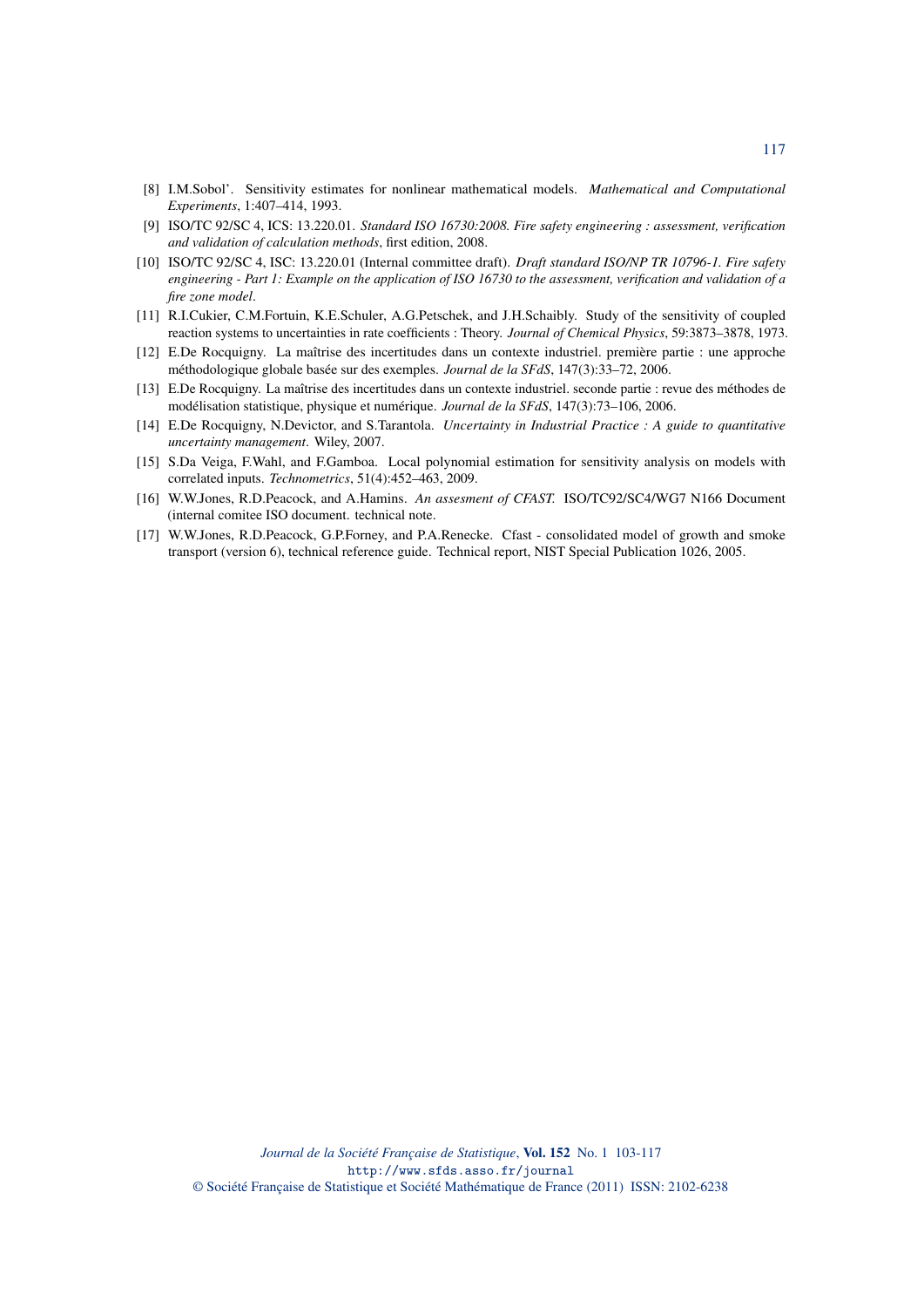[8] I.M.Sobol'. Sensitivity estimates for nonlinear mathematical models. *Mathematical and Computational Experiments*, 1:407–414, 1993.

[9] ISO/TC 92/SC 4, ICS: 13.220.01. *Standard ISO 16730:2008. Fire safety engineering : assessment, verification and validation of calculation methods*, first edition, 2008.

[10] ISO/TC 92/SC 4, ISC: 13.220.01 (Internal committee draft). *Draft standard ISO/NP TR 10796-1. Fire safety engineering - Part 1: Example on the application of ISO 16730 to the assessment, verification and validation of a fire zone model*.

[11] R.I.Cukier, C.M.Fortuin, K.E.Schuler, A.G.Petschek, and J.H.Schaibly. Study of the sensitivity of coupled reaction systems to uncertainties in rate coefficients : Theory. *Journal of Chemical Physics*, 59:3873–3878, 1973.

[12] E.De Rocquigny. La maîtrise des incertitudes dans un contexte industriel. première partie : une approche méthodologique globale basée sur des exemples. *Journal de la SFdS*, 147(3):33–72, 2006.

[13] E.De Rocquigny. La maîtrise des incertitudes dans un contexte industriel. seconde partie : revue des méthodes de modélisation statistique, physique et numérique. *Journal de la SFdS*, 147(3):73–106, 2006.

[14] E.De Rocquigny, N.Devictor, and S.Tarantola. *Uncertainty in Industrial Practice : A guide to quantitative uncertainty management*. Wiley, 2007.

[15] S.Da Veiga, F.Wahl, and F.Gamboa. Local polynomial estimation for sensitivity analysis on models with correlated inputs. *Technometrics*, 51(4):452–463, 2009.

[16] W.W.Jones, R.D.Peacock, and A.Hamins. *An assesment of CFAST.* ISO/TC92/SC4/WG7 N166 Document (internal comitee ISO document. technical note.

[17] W.W.Jones, R.D.Peacock, G.P.Forney, and P.A.Renecke. Cfast - consolidated model of growth and smoke transport (version 6), technical reference guide. Technical report, NIST Special Publication 1026, 2005.